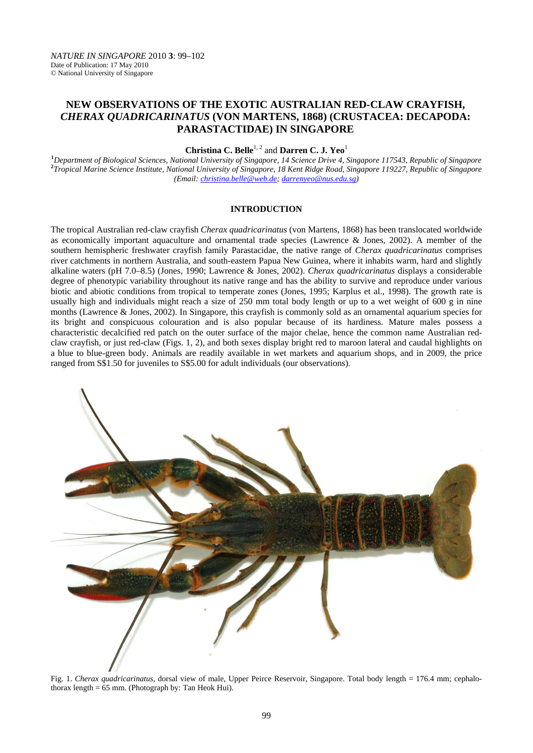NATURE IN SINGAPORE 2010 **3**: 99–102
Date of Publication: 17 May 2010
© National University of Singapore

# NEW OBSERVATIONS OF THE EXOTIC AUSTRALIAN RED-CLAW CRAYFISH, *CHERAX QUADRICARINATUS* (VON MARTENS, 1868) (CRUSTACEA: DECAPODA: PARASTACTIDAE) IN SINGAPORE

**Christina C. Belle**[1,2] and **Darren C. J. Yeo**[1]

[1]*Department of Biological Sciences, National University of Singapore, 14 Science Drive 4, Singapore 117543, Republic of Singapore*
[2]*Tropical Marine Science Institute, National University of Singapore, 18 Kent Ridge Road, Singapore 119227, Republic of Singapore*
*(Email: christina.belle@web.de; darrenyeo@nus.edu.sg)*

## INTRODUCTION

The tropical Australian red-claw crayfish *Cherax quadricarinatus* (von Martens, 1868) has been translocated worldwide as economically important aquaculture and ornamental trade species (Lawrence & Jones, 2002). A member of the southern hemispheric freshwater crayfish family Parastacidae, the native range of *Cherax quadricarinatus* comprises river catchments in northern Australia, and south-eastern Papua New Guinea, where it inhabits warm, hard and slightly alkaline waters (pH 7.0–8.5) (Jones, 1990; Lawrence & Jones, 2002). *Cherax quadricarinatus* displays a considerable degree of phenotypic variability throughout its native range and has the ability to survive and reproduce under various biotic and abiotic conditions from tropical to temperate zones (Jones, 1995; Karplus et al., 1998). The growth rate is usually high and individuals might reach a size of 250 mm total body length or up to a wet weight of 600 g in nine months (Lawrence & Jones, 2002). In Singapore, this crayfish is commonly sold as an ornamental aquarium species for its bright and conspicuous colouration and is also popular because of its hardiness. Mature males possess a characteristic decalcified red patch on the outer surface of the major chelae, hence the common name Australian red-claw crayfish, or just red-claw (Figs. 1, 2), and both sexes display bright red to maroon lateral and caudal highlights on a blue to blue-green body. Animals are readily available in wet markets and aquarium shops, and in 2009, the price ranged from S$1.50 for juveniles to S$5.00 for adult individuals (our observations).

Fig. 1. *Cherax quadricarinatus*, dorsal view of male, Upper Peirce Reservoir, Singapore. Total body length = 176.4 mm; cephalothorax length = 65 mm. (Photograph by: Tan Heok Hui).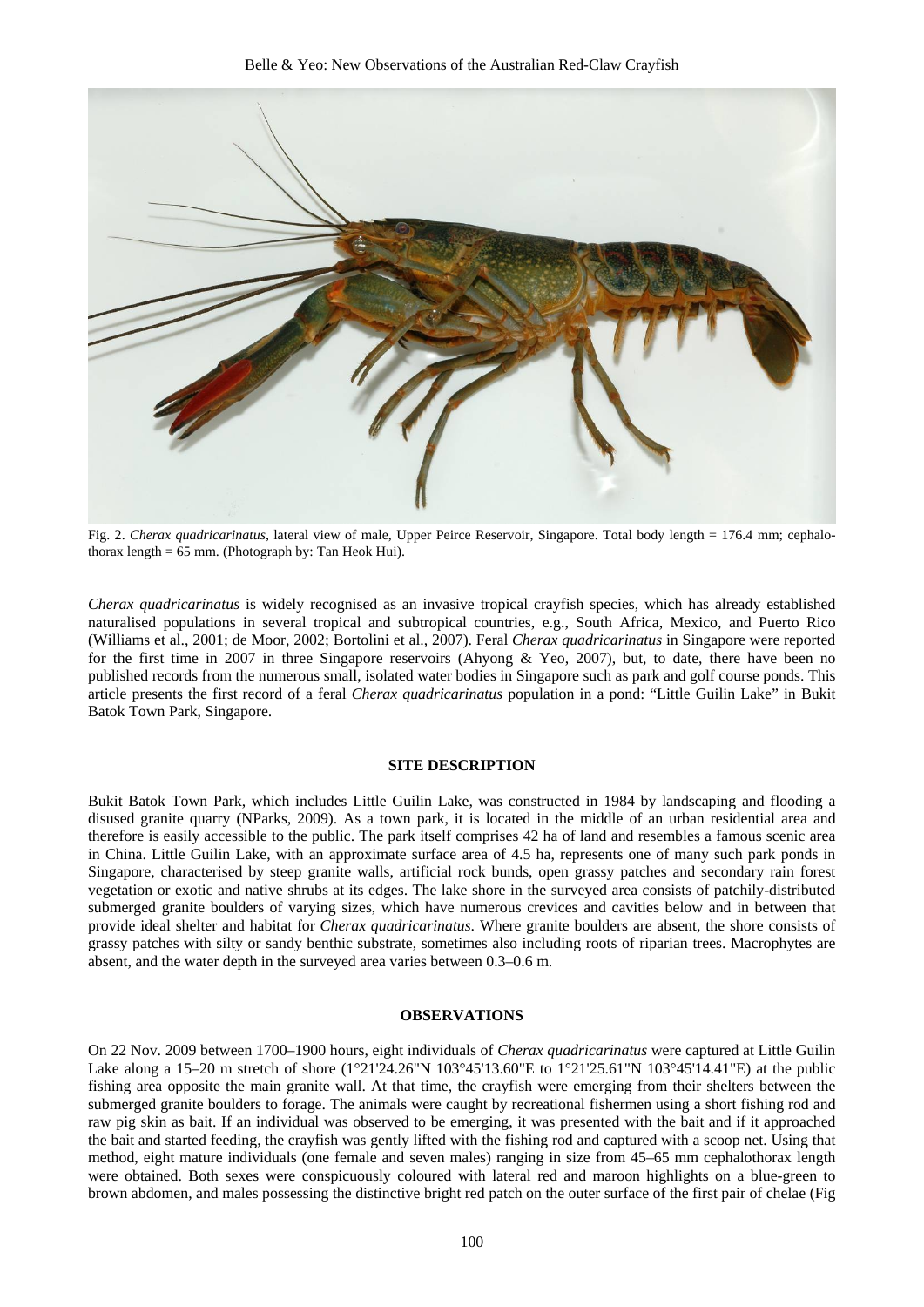Fig. 2. *Cherax quadricarinatus*, lateral view of male, Upper Peirce Reservoir, Singapore. Total body length = 176.4 mm; cephalothorax length = 65 mm. (Photograph by: Tan Heok Hui).

*Cherax quadricarinatus* is widely recognised as an invasive tropical crayfish species, which has already established naturalised populations in several tropical and subtropical countries, e.g., South Africa, Mexico, and Puerto Rico (Williams et al., 2001; de Moor, 2002; Bortolini et al., 2007). Feral *Cherax quadricarinatus* in Singapore were reported for the first time in 2007 in three Singapore reservoirs (Ahyong & Yeo, 2007), but, to date, there have been no published records from the numerous small, isolated water bodies in Singapore such as park and golf course ponds. This article presents the first record of a feral *Cherax quadricarinatus* population in a pond: "Little Guilin Lake" in Bukit Batok Town Park, Singapore.

## SITE DESCRIPTION

Bukit Batok Town Park, which includes Little Guilin Lake, was constructed in 1984 by landscaping and flooding a disused granite quarry (NParks, 2009). As a town park, it is located in the middle of an urban residential area and therefore is easily accessible to the public. The park itself comprises 42 ha of land and resembles a famous scenic area in China. Little Guilin Lake, with an approximate surface area of 4.5 ha, represents one of many such park ponds in Singapore, characterised by steep granite walls, artificial rock bunds, open grassy patches and secondary rain forest vegetation or exotic and native shrubs at its edges. The lake shore in the surveyed area consists of patchily-distributed submerged granite boulders of varying sizes, which have numerous crevices and cavities below and in between that provide ideal shelter and habitat for *Cherax quadricarinatus*. Where granite boulders are absent, the shore consists of grassy patches with silty or sandy benthic substrate, sometimes also including roots of riparian trees. Macrophytes are absent, and the water depth in the surveyed area varies between 0.3–0.6 m.

## OBSERVATIONS

On 22 Nov. 2009 between 1700–1900 hours, eight individuals of *Cherax quadricarinatus* were captured at Little Guilin Lake along a 15–20 m stretch of shore (1°21'24.26"N 103°45'13.60"E to 1°21'25.61"N 103°45'14.41"E) at the public fishing area opposite the main granite wall. At that time, the crayfish were emerging from their shelters between the submerged granite boulders to forage. The animals were caught by recreational fishermen using a short fishing rod and raw pig skin as bait. If an individual was observed to be emerging, it was presented with the bait and if it approached the bait and started feeding, the crayfish was gently lifted with the fishing rod and captured with a scoop net. Using that method, eight mature individuals (one female and seven males) ranging in size from 45–65 mm cephalothorax length were obtained. Both sexes were conspicuously coloured with lateral red and maroon highlights on a blue-green to brown abdomen, and males possessing the distinctive bright red patch on the outer surface of the first pair of chelae (Fig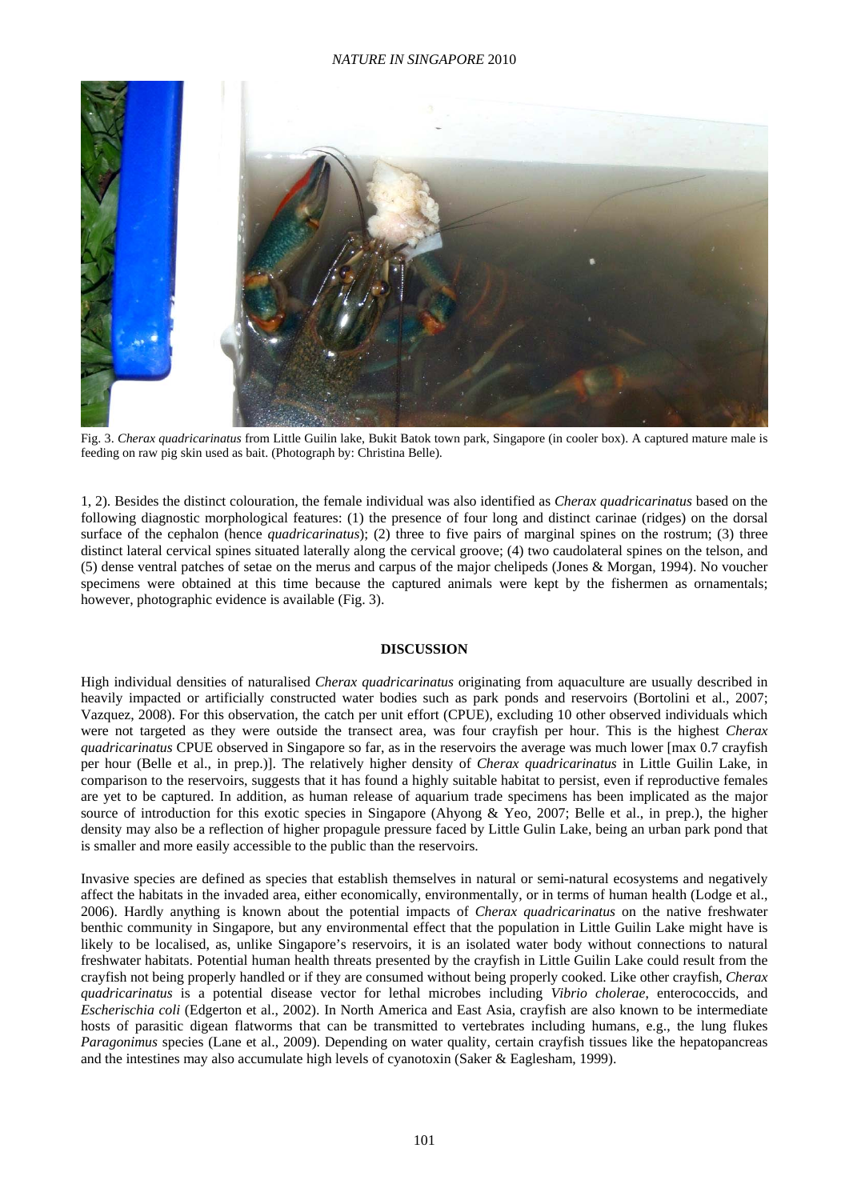Fig. 3. *Cherax quadricarinatus* from Little Guilin lake, Bukit Batok town park, Singapore (in cooler box). A captured mature male is feeding on raw pig skin used as bait. (Photograph by: Christina Belle).

1, 2). Besides the distinct colouration, the female individual was also identified as *Cherax quadricarinatus* based on the following diagnostic morphological features: (1) the presence of four long and distinct carinae (ridges) on the dorsal surface of the cephalon (hence *quadricarinatus*); (2) three to five pairs of marginal spines on the rostrum; (3) three distinct lateral cervical spines situated laterally along the cervical groove; (4) two caudolateral spines on the telson, and (5) dense ventral patches of setae on the merus and carpus of the major chelipeds (Jones & Morgan, 1994). No voucher specimens were obtained at this time because the captured animals were kept by the fishermen as ornamentals; however, photographic evidence is available (Fig. 3).

## DISCUSSION

High individual densities of naturalised *Cherax quadricarinatus* originating from aquaculture are usually described in heavily impacted or artificially constructed water bodies such as park ponds and reservoirs (Bortolini et al., 2007; Vazquez, 2008). For this observation, the catch per unit effort (CPUE), excluding 10 other observed individuals which were not targeted as they were outside the transect area, was four crayfish per hour. This is the highest *Cherax quadricarinatus* CPUE observed in Singapore so far, as in the reservoirs the average was much lower [max 0.7 crayfish per hour (Belle et al., in prep.)]. The relatively higher density of *Cherax quadricarinatus* in Little Guilin Lake, in comparison to the reservoirs, suggests that it has found a highly suitable habitat to persist, even if reproductive females are yet to be captured. In addition, as human release of aquarium trade specimens has been implicated as the major source of introduction for this exotic species in Singapore (Ahyong & Yeo, 2007; Belle et al., in prep.), the higher density may also be a reflection of higher propagule pressure faced by Little Gulin Lake, being an urban park pond that is smaller and more easily accessible to the public than the reservoirs.

Invasive species are defined as species that establish themselves in natural or semi-natural ecosystems and negatively affect the habitats in the invaded area, either economically, environmentally, or in terms of human health (Lodge et al., 2006). Hardly anything is known about the potential impacts of *Cherax quadricarinatus* on the native freshwater benthic community in Singapore, but any environmental effect that the population in Little Guilin Lake might have is likely to be localised, as, unlike Singapore's reservoirs, it is an isolated water body without connections to natural freshwater habitats. Potential human health threats presented by the crayfish in Little Guilin Lake could result from the crayfish not being properly handled or if they are consumed without being properly cooked. Like other crayfish, *Cherax quadricarinatus* is a potential disease vector for lethal microbes including *Vibrio cholerae*, enterococcids, and *Escherischia coli* (Edgerton et al., 2002). In North America and East Asia, crayfish are also known to be intermediate hosts of parasitic digean flatworms that can be transmitted to vertebrates including humans, e.g., the lung flukes *Paragonimus* species (Lane et al., 2009). Depending on water quality, certain crayfish tissues like the hepatopancreas and the intestines may also accumulate high levels of cyanotoxin (Saker & Eaglesham, 1999).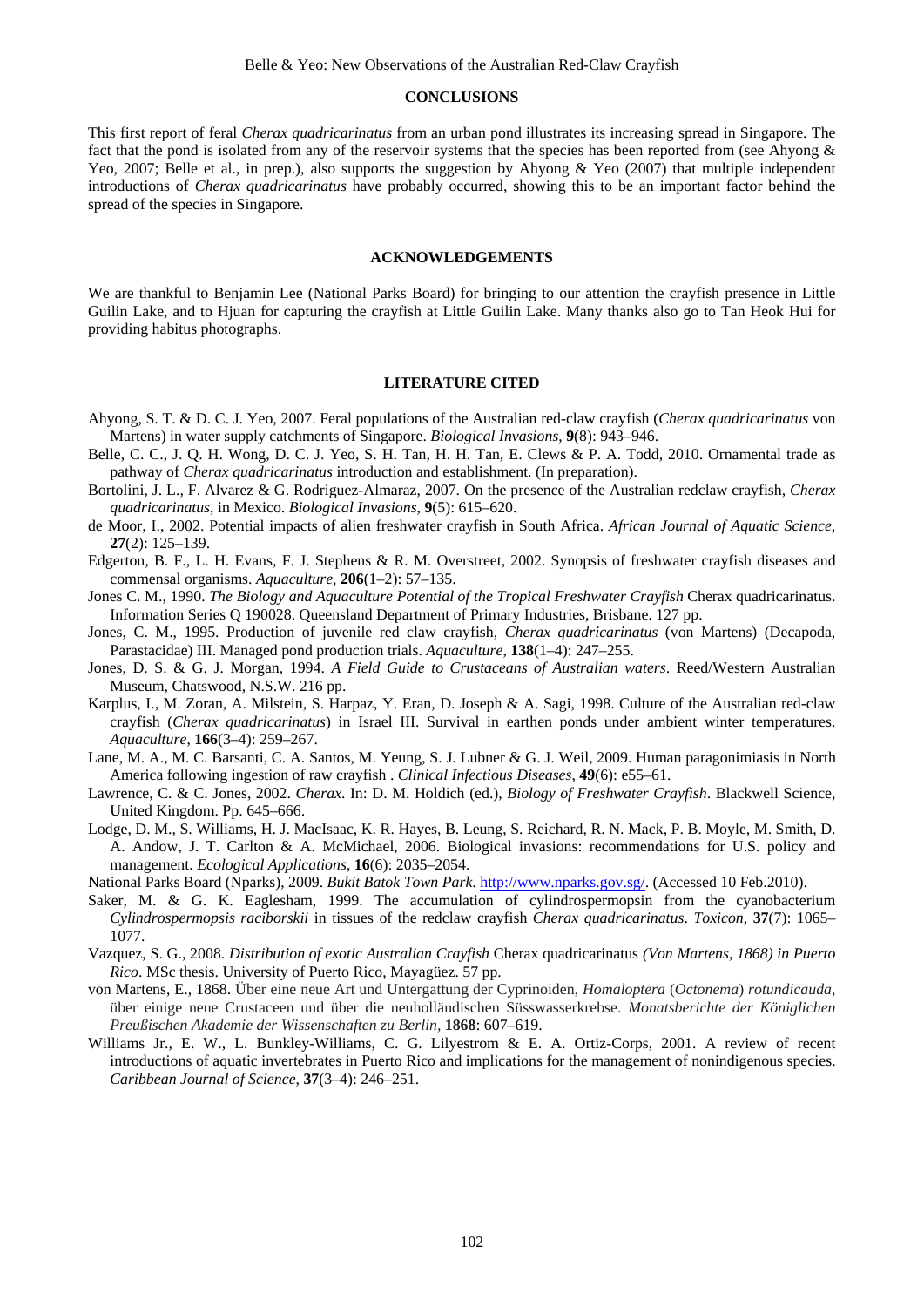## CONCLUSIONS

This first report of feral *Cherax quadricarinatus* from an urban pond illustrates its increasing spread in Singapore. The fact that the pond is isolated from any of the reservoir systems that the species has been reported from (see Ahyong & Yeo, 2007; Belle et al., in prep.), also supports the suggestion by Ahyong & Yeo (2007) that multiple independent introductions of *Cherax quadricarinatus* have probably occurred, showing this to be an important factor behind the spread of the species in Singapore.

## ACKNOWLEDGEMENTS

We are thankful to Benjamin Lee (National Parks Board) for bringing to our attention the crayfish presence in Little Guilin Lake, and to Hjuan for capturing the crayfish at Little Guilin Lake. Many thanks also go to Tan Heok Hui for providing habitus photographs.

## LITERATURE CITED

Ahyong, S. T. & D. C. J. Yeo, 2007. Feral populations of the Australian red-claw crayfish (*Cherax quadricarinatus* von Martens) in water supply catchments of Singapore. *Biological Invasions*, **9**(8): 943–946.

Belle, C. C., J. Q. H. Wong, D. C. J. Yeo, S. H. Tan, H. H. Tan, E. Clews & P. A. Todd, 2010. Ornamental trade as pathway of *Cherax quadricarinatus* introduction and establishment. (In preparation).

Bortolini, J. L., F. Alvarez & G. Rodriguez-Almaraz, 2007. On the presence of the Australian redclaw crayfish, *Cherax quadricarinatus*, in Mexico. *Biological Invasions*, **9**(5): 615–620.

de Moor, I., 2002. Potential impacts of alien freshwater crayfish in South Africa. *African Journal of Aquatic Science*, **27**(2): 125–139.

Edgerton, B. F., L. H. Evans, F. J. Stephens & R. M. Overstreet, 2002. Synopsis of freshwater crayfish diseases and commensal organisms. *Aquaculture*, **206**(1–2): 57–135.

Jones C. M., 1990. *The Biology and Aquaculture Potential of the Tropical Freshwater Crayfish* Cherax quadricarinatus. Information Series Q 190028. Queensland Department of Primary Industries, Brisbane. 127 pp.

Jones, C. M., 1995. Production of juvenile red claw crayfish, *Cherax quadricarinatus* (von Martens) (Decapoda, Parastacidae) III. Managed pond production trials. *Aquaculture*, **138**(1–4): 247–255.

Jones, D. S. & G. J. Morgan, 1994. *A Field Guide to Crustaceans of Australian waters*. Reed/Western Australian Museum, Chatswood, N.S.W. 216 pp.

Karplus, I., M. Zoran, A. Milstein, S. Harpaz, Y. Eran, D. Joseph & A. Sagi, 1998. Culture of the Australian red-claw crayfish (*Cherax quadricarinatus*) in Israel III. Survival in earthen ponds under ambient winter temperatures. *Aquaculture*, **166**(3–4): 259–267.

Lane, M. A., M. C. Barsanti, C. A. Santos, M. Yeung, S. J. Lubner & G. J. Weil, 2009. Human paragonimiasis in North America following ingestion of raw crayfish . *Clinical Infectious Diseases*, **49**(6): e55–61.

Lawrence, C. & C. Jones, 2002. *Cherax*. In: D. M. Holdich (ed.), *Biology of Freshwater Crayfish*. Blackwell Science, United Kingdom. Pp. 645–666.

Lodge, D. M., S. Williams, H. J. MacIsaac, K. R. Hayes, B. Leung, S. Reichard, R. N. Mack, P. B. Moyle, M. Smith, D. A. Andow, J. T. Carlton & A. McMichael, 2006. Biological invasions: recommendations for U.S. policy and management. *Ecological Applications*, **16**(6): 2035–2054.

National Parks Board (Nparks), 2009. *Bukit Batok Town Park*. http://www.nparks.gov.sg/. (Accessed 10 Feb.2010).

Saker, M. & G. K. Eaglesham, 1999. The accumulation of cylindrospermopsin from the cyanobacterium *Cylindrospermopsis raciborskii* in tissues of the redclaw crayfish *Cherax quadricarinatus*. *Toxicon*, **37**(7): 1065–1077.

Vazquez, S. G., 2008. *Distribution of exotic Australian Crayfish* Cherax quadricarinatus *(Von Martens, 1868) in Puerto Rico*. MSc thesis. University of Puerto Rico, Mayagüez. 57 pp.

von Martens, E., 1868. Über eine neue Art und Untergattung der Cyprinoiden, *Homaloptera* (*Octonema*) *rotundicauda*, über einige neue Crustaceen und über die neuholländischen Süsswasserkrebse. *Monatsberichte der Königlichen Preußischen Akademie der Wissenschaften zu Berlin*, **1868**: 607–619.

Williams Jr., E. W., L. Bunkley-Williams, C. G. Lilyestrom & E. A. Ortiz-Corps, 2001. A review of recent introductions of aquatic invertebrates in Puerto Rico and implications for the management of nonindigenous species. *Caribbean Journal of Science*, **37**(3–4): 246–251.